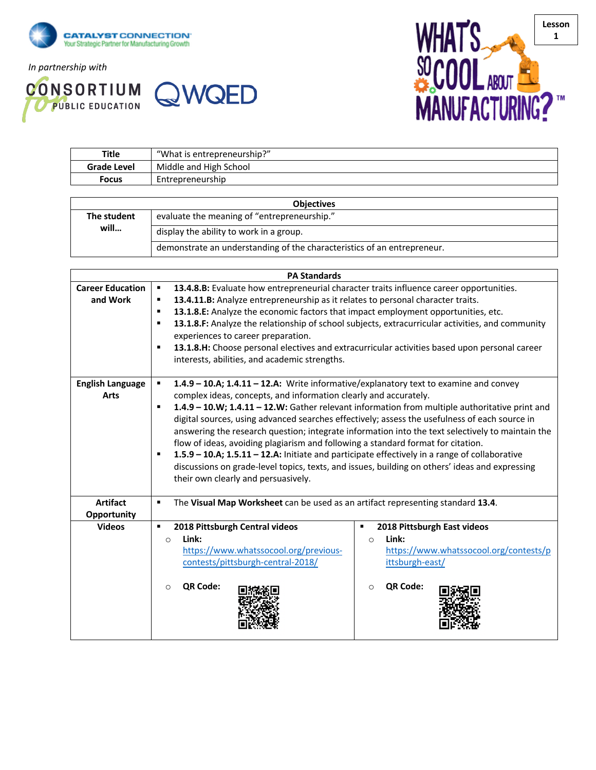Lesson 1

In partnership with

| Title | "What is entrepreneurship?" |
|---|---|
| Grade Level | Middle and High School |
| Focus | Entrepreneurship |

| Objectives | |
|---|---|
| The student will… | evaluate the meaning of "entrepreneurship." |
| | display the ability to work in a group. |
| | demonstrate an understanding of the characteristics of an entrepreneur. |

| PA Standards | | |
|---|---|---|
| Career Education and Work | ▪ **13.4.8.B:** Evaluate how entrepreneurial character traits influence career opportunities.<br>▪ **13.4.11.B:** Analyze entrepreneurship as it relates to personal character traits.<br>▪ **13.1.8.E:** Analyze the economic factors that impact employment opportunities, etc.<br>▪ **13.1.8.F:** Analyze the relationship of school subjects, extracurricular activities, and community experiences to career preparation.<br>▪ **13.1.8.H:** Choose personal electives and extracurricular activities based upon personal career interests, abilities, and academic strengths. | |
| English Language Arts | ▪ **1.4.9 – 10.A; 1.4.11 – 12.A:** Write informative/explanatory text to examine and convey complex ideas, concepts, and information clearly and accurately.<br>▪ **1.4.9 – 10.W; 1.4.11 – 12.W:** Gather relevant information from multiple authoritative print and digital sources, using advanced searches effectively; assess the usefulness of each source in answering the research question; integrate information into the text selectively to maintain the flow of ideas, avoiding plagiarism and following a standard format for citation.<br>▪ **1.5.9 – 10.A; 1.5.11 – 12.A:** Initiate and participate effectively in a range of collaborative discussions on grade-level topics, texts, and issues, building on others' ideas and expressing their own clearly and persuasively. | |
| Artifact Opportunity | ▪ The **Visual Map Worksheet** can be used as an artifact representing standard **13.4**. | |
| Videos | ▪ **2018 Pittsburgh Central videos**<br>○ **Link:** https://www.whatssocool.org/previous-contests/pittsburgh-central-2018/<br>○ **QR Code:** | ▪ **2018 Pittsburgh East videos**<br>○ **Link:** https://www.whatssocool.org/contests/pittsburgh-east/<br>○ **QR Code:** |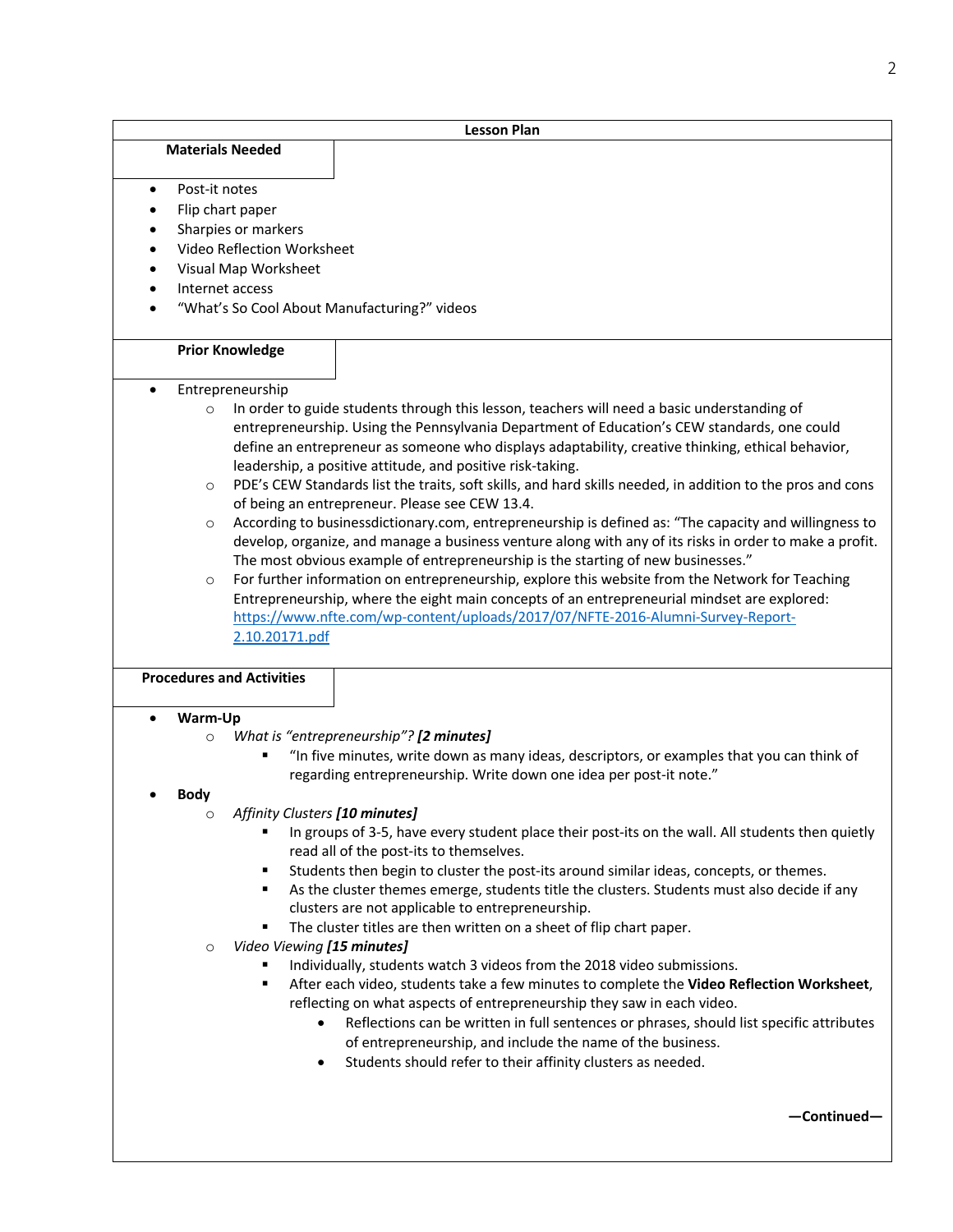## Lesson Plan

### Materials Needed

- Post-it notes
- Flip chart paper
- Sharpies or markers
- Video Reflection Worksheet
- Visual Map Worksheet
- Internet access
- "What's So Cool About Manufacturing?" videos

### Prior Knowledge

- Entrepreneurship
  - In order to guide students through this lesson, teachers will need a basic understanding of entrepreneurship. Using the Pennsylvania Department of Education's CEW standards, one could define an entrepreneur as someone who displays adaptability, creative thinking, ethical behavior, leadership, a positive attitude, and positive risk-taking.
  - PDE's CEW Standards list the traits, soft skills, and hard skills needed, in addition to the pros and cons of being an entrepreneur. Please see CEW 13.4.
  - According to businessdictionary.com, entrepreneurship is defined as: "The capacity and willingness to develop, organize, and manage a business venture along with any of its risks in order to make a profit. The most obvious example of entrepreneurship is the starting of new businesses."
  - For further information on entrepreneurship, explore this website from the Network for Teaching Entrepreneurship, where the eight main concepts of an entrepreneurial mindset are explored: https://www.nfte.com/wp-content/uploads/2017/07/NFTE-2016-Alumni-Survey-Report-2.10.20171.pdf

### Procedures and Activities

- **Warm-Up**
  - *What is "entrepreneurship"? **[2 minutes]***
    - "In five minutes, write down as many ideas, descriptors, or examples that you can think of regarding entrepreneurship. Write down one idea per post-it note."
- **Body**
  - *Affinity Clusters **[10 minutes]***
    - In groups of 3-5, have every student place their post-its on the wall. All students then quietly read all of the post-its to themselves.
    - Students then begin to cluster the post-its around similar ideas, concepts, or themes.
    - As the cluster themes emerge, students title the clusters. Students must also decide if any clusters are not applicable to entrepreneurship.
    - The cluster titles are then written on a sheet of flip chart paper.
  - *Video Viewing **[15 minutes]***
    - Individually, students watch 3 videos from the 2018 video submissions.
    - After each video, students take a few minutes to complete the **Video Reflection Worksheet**, reflecting on what aspects of entrepreneurship they saw in each video.
      - Reflections can be written in full sentences or phrases, should list specific attributes of entrepreneurship, and include the name of the business.
      - Students should refer to their affinity clusters as needed.

**—Continued—**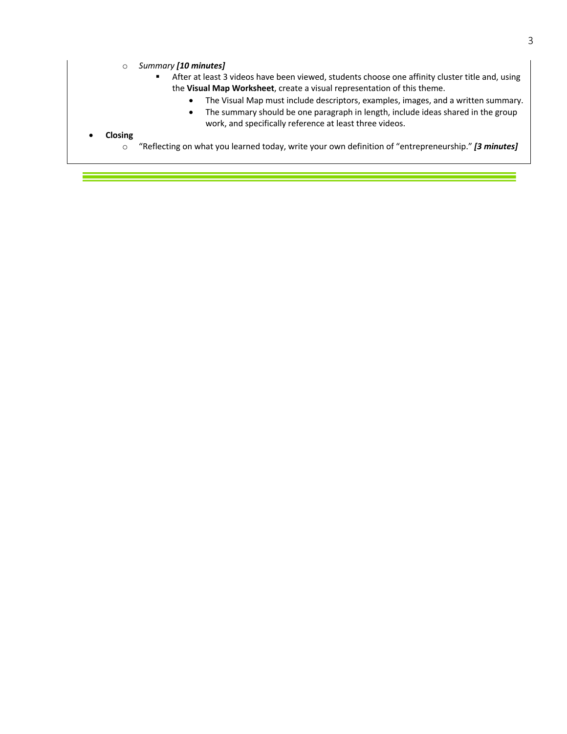- *Summary* ***[10 minutes]***
  - After at least 3 videos have been viewed, students choose one affinity cluster title and, using the **Visual Map Worksheet**, create a visual representation of this theme.
    - The Visual Map must include descriptors, examples, images, and a written summary.
    - The summary should be one paragraph in length, include ideas shared in the group work, and specifically reference at least three videos.

- **Closing**
  - "Reflecting on what you learned today, write your own definition of "entrepreneurship." ***[3 minutes]***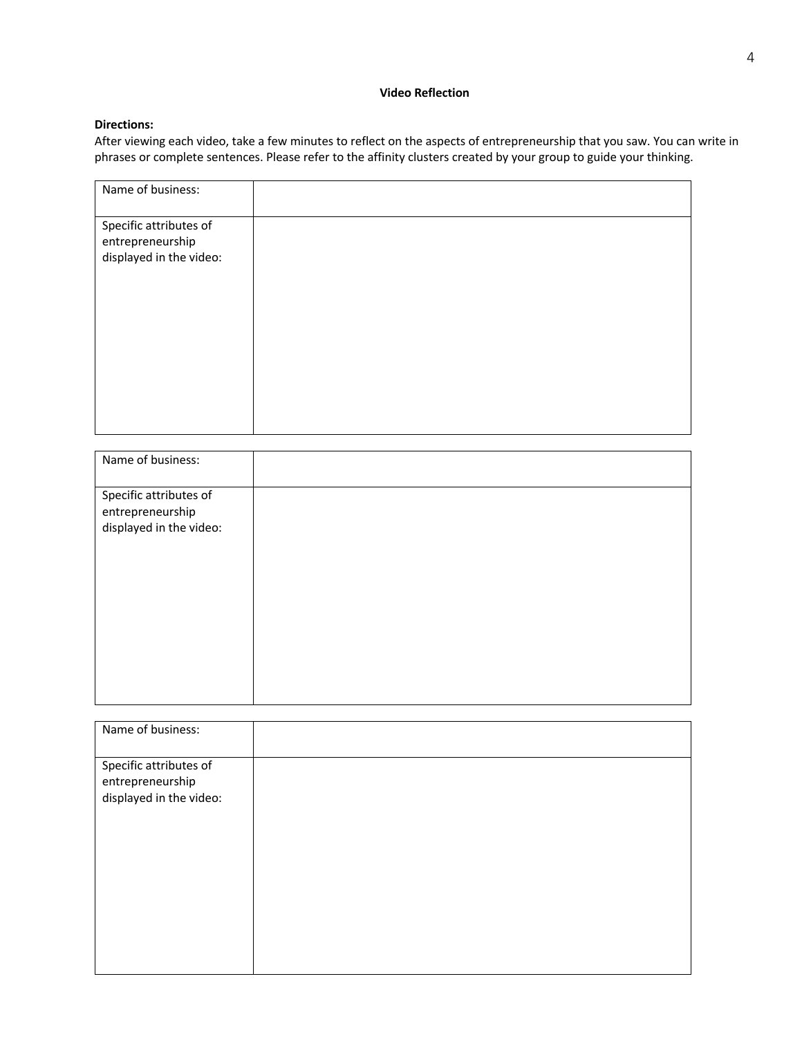**Video Reflection**

**Directions:**
After viewing each video, take a few minutes to reflect on the aspects of entrepreneurship that you saw. You can write in phrases or complete sentences. Please refer to the affinity clusters created by your group to guide your thinking.

| Name of business: | |
|---|---|
| Specific attributes of entrepreneurship displayed in the video: | |

| Name of business: | |
|---|---|
| Specific attributes of entrepreneurship displayed in the video: | |

| Name of business: | |
|---|---|
| Specific attributes of entrepreneurship displayed in the video: | |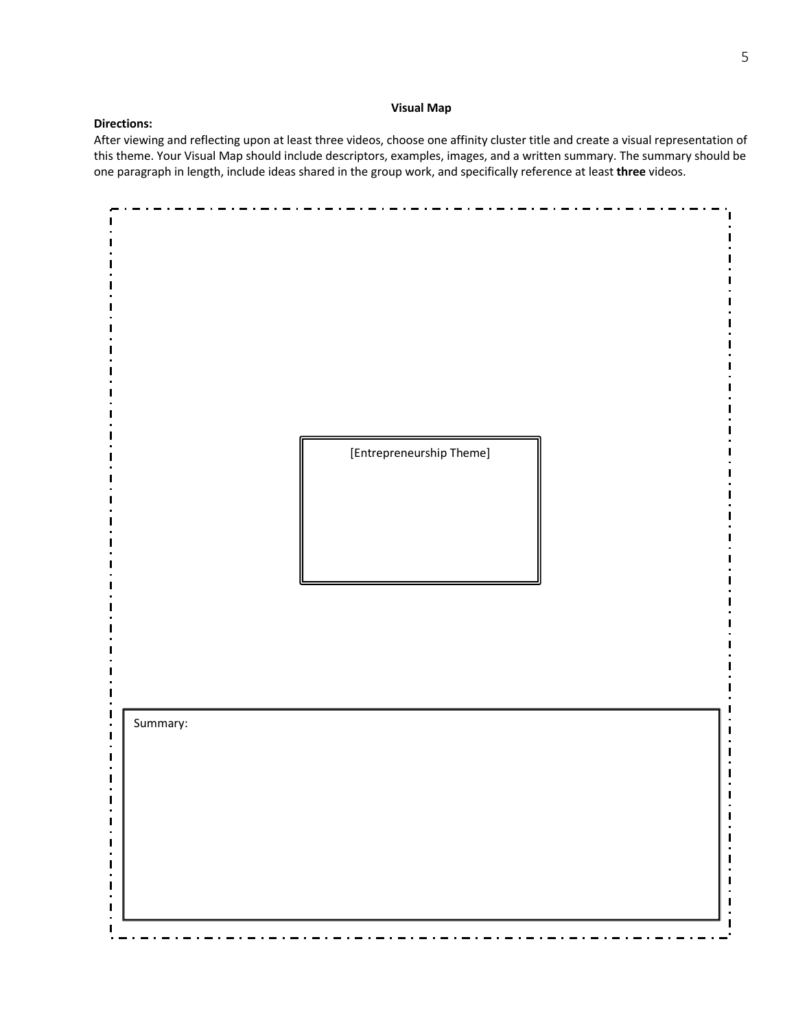**Visual Map**

**Directions:**

After viewing and reflecting upon at least three videos, choose one affinity cluster title and create a visual representation of this theme. Your Visual Map should include descriptors, examples, images, and a written summary. The summary should be one paragraph in length, include ideas shared in the group work, and specifically reference at least **three** videos.

[Entrepreneurship Theme]

Summary: